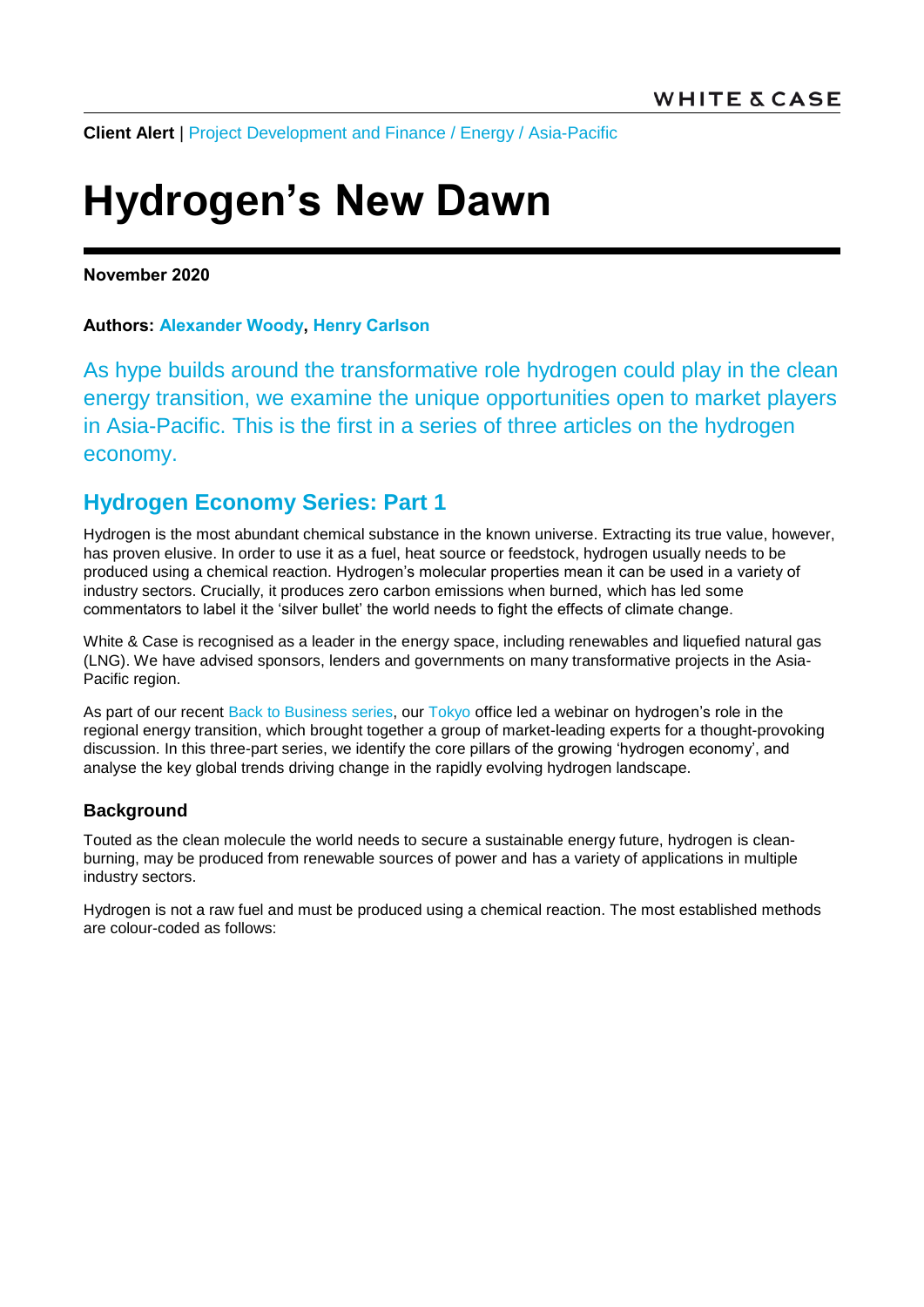**Client Alert** | Project Development and Finance / Energy / Asia-Pacific

# Hydrogen's New Dawn

**November 2020**

**Authors: Alexander Woody, Henry Carlson**

As hype builds around the transformative role hydrogen could play in the clean energy transition, we examine the unique opportunities open to market players in Asia-Pacific. This is the first in a series of three articles on the hydrogen economy.

## Hydrogen Economy Series: Part 1

Hydrogen is the most abundant chemical substance in the known universe. Extracting its true value, however, has proven elusive. In order to use it as a fuel, heat source or feedstock, hydrogen usually needs to be produced using a chemical reaction. Hydrogen's molecular properties mean it can be used in a variety of industry sectors. Crucially, it produces zero carbon emissions when burned, which has led some commentators to label it the 'silver bullet' the world needs to fight the effects of climate change.

White & Case is recognised as a leader in the energy space, including renewables and liquefied natural gas (LNG). We have advised sponsors, lenders and governments on many transformative projects in the Asia-Pacific region.

As part of our recent Back to Business series, our Tokyo office led a webinar on hydrogen's role in the regional energy transition, which brought together a group of market-leading experts for a thought-provoking discussion. In this three-part series, we identify the core pillars of the growing 'hydrogen economy', and analyse the key global trends driving change in the rapidly evolving hydrogen landscape.

### Background

Touted as the clean molecule the world needs to secure a sustainable energy future, hydrogen is clean-burning, may be produced from renewable sources of power and has a variety of applications in multiple industry sectors.

Hydrogen is not a raw fuel and must be produced using a chemical reaction. The most established methods are colour-coded as follows: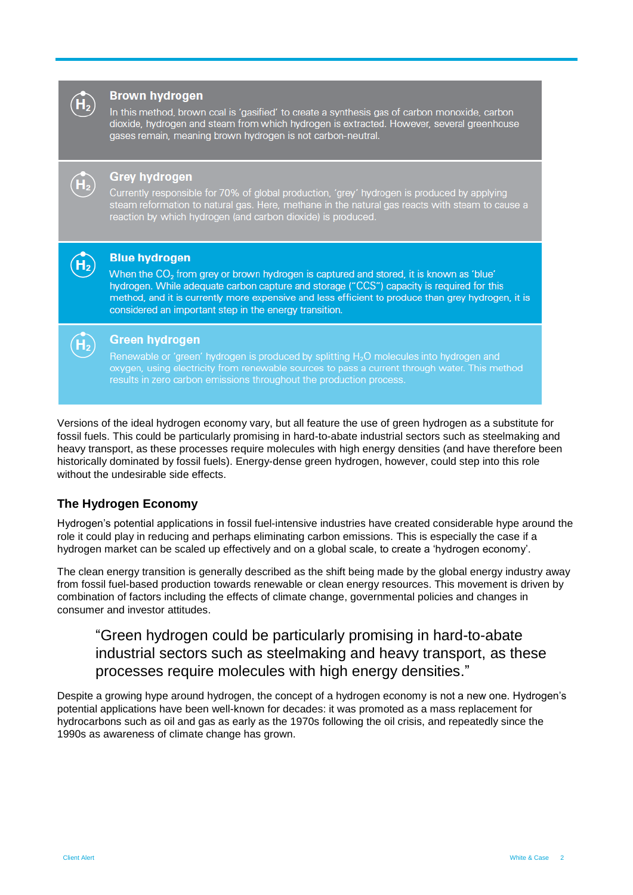**Brown hydrogen**

In this method, brown coal is 'gasified' to create a synthesis gas of carbon monoxide, carbon dioxide, hydrogen and steam from which hydrogen is extracted. However, several greenhouse gases remain, meaning brown hydrogen is not carbon-neutral.

**Grey hydrogen**

Currently responsible for 70% of global production, 'grey' hydrogen is produced by applying steam reformation to natural gas. Here, methane in the natural gas reacts with steam to cause a reaction by which hydrogen (and carbon dioxide) is produced.

**Blue hydrogen**

When the $CO_2$ from grey or brown hydrogen is captured and stored, it is known as 'blue' hydrogen. While adequate carbon capture and storage ("CCS") capacity is required for this method, and it is currently more expensive and less efficient to produce than grey hydrogen, it is considered an important step in the energy transition.

**Green hydrogen**

Renewable or 'green' hydrogen is produced by splitting $H_2O$ molecules into hydrogen and oxygen, using electricity from renewable sources to pass a current through water. This method results in zero carbon emissions throughout the production process.

Versions of the ideal hydrogen economy vary, but all feature the use of green hydrogen as a substitute for fossil fuels. This could be particularly promising in hard-to-abate industrial sectors such as steelmaking and heavy transport, as these processes require molecules with high energy densities (and have therefore been historically dominated by fossil fuels). Energy-dense green hydrogen, however, could step into this role without the undesirable side effects.

## The Hydrogen Economy

Hydrogen's potential applications in fossil fuel-intensive industries have created considerable hype around the role it could play in reducing and perhaps eliminating carbon emissions. This is especially the case if a hydrogen market can be scaled up effectively and on a global scale, to create a 'hydrogen economy'.

The clean energy transition is generally described as the shift being made by the global energy industry away from fossil fuel-based production towards renewable or clean energy resources. This movement is driven by combination of factors including the effects of climate change, governmental policies and changes in consumer and investor attitudes.

> "Green hydrogen could be particularly promising in hard-to-abate industrial sectors such as steelmaking and heavy transport, as these processes require molecules with high energy densities."

Despite a growing hype around hydrogen, the concept of a hydrogen economy is not a new one. Hydrogen's potential applications have been well-known for decades: it was promoted as a mass replacement for hydrocarbons such as oil and gas as early as the 1970s following the oil crisis, and repeatedly since the 1990s as awareness of climate change has grown.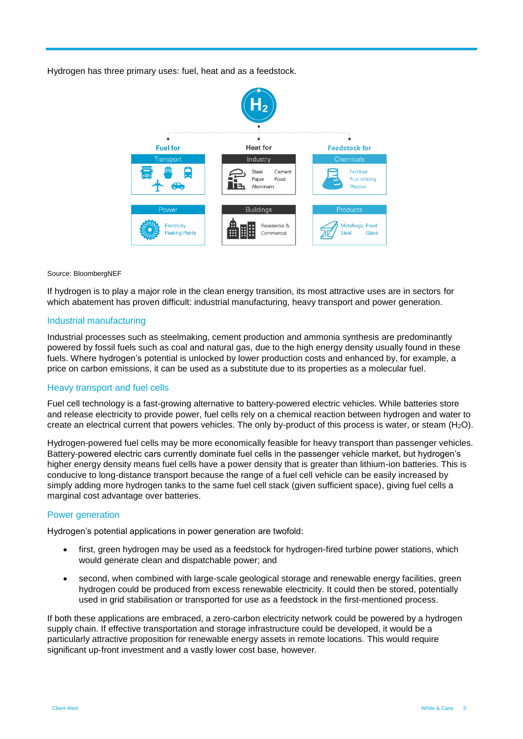Hydrogen has three primary uses: fuel, heat and as a feedstock.

**Fuel for**

- **Transport**
- **Power**: Electricity, Peaking Plants

**Heat for**

- **Industry**: Steel, Cement, Paper, Food, Aluminum
- **Buildings**: Residential & Commercial

**Feedstock for**

- **Chemicals**: Fertilizer, Fuel refining, Plastics
- **Products**: Metallurgy, Food, Steel, Glass

Source: BloombergNEF

If hydrogen is to play a major role in the clean energy transition, its most attractive uses are in sectors for which abatement has proven difficult: industrial manufacturing, heavy transport and power generation.

## Industrial manufacturing

Industrial processes such as steelmaking, cement production and ammonia synthesis are predominantly powered by fossil fuels such as coal and natural gas, due to the high energy density usually found in these fuels. Where hydrogen's potential is unlocked by lower production costs and enhanced by, for example, a price on carbon emissions, it can be used as a substitute due to its properties as a molecular fuel.

## Heavy transport and fuel cells

Fuel cell technology is a fast-growing alternative to battery-powered electric vehicles. While batteries store and release electricity to provide power, fuel cells rely on a chemical reaction between hydrogen and water to create an electrical current that powers vehicles. The only by-product of this process is water, or steam ($H_2O$).

Hydrogen-powered fuel cells may be more economically feasible for heavy transport than passenger vehicles. Battery-powered electric cars currently dominate fuel cells in the passenger vehicle market, but hydrogen's higher energy density means fuel cells have a power density that is greater than lithium-ion batteries. This is conducive to long-distance transport because the range of a fuel cell vehicle can be easily increased by simply adding more hydrogen tanks to the same fuel cell stack (given sufficient space), giving fuel cells a marginal cost advantage over batteries.

## Power generation

Hydrogen's potential applications in power generation are twofold:

- first, green hydrogen may be used as a feedstock for hydrogen-fired turbine power stations, which would generate clean and dispatchable power; and
- second, when combined with large-scale geological storage and renewable energy facilities, green hydrogen could be produced from excess renewable electricity. It could then be stored, potentially used in grid stabilisation or transported for use as a feedstock in the first-mentioned process.

If both these applications are embraced, a zero-carbon electricity network could be powered by a hydrogen supply chain. If effective transportation and storage infrastructure could be developed, it would be a particularly attractive proposition for renewable energy assets in remote locations. This would require significant up-front investment and a vastly lower cost base, however.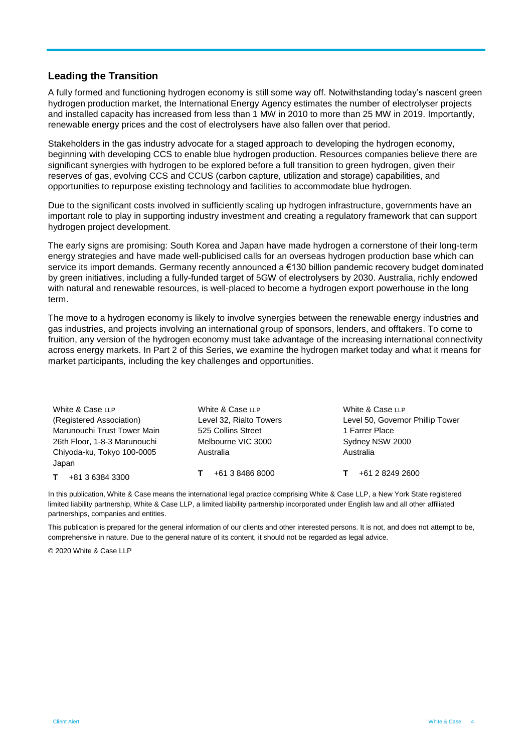## Leading the Transition

A fully formed and functioning hydrogen economy is still some way off. Notwithstanding today's nascent green hydrogen production market, the International Energy Agency estimates the number of electrolyser projects and installed capacity has increased from less than 1 MW in 2010 to more than 25 MW in 2019. Importantly, renewable energy prices and the cost of electrolysers have also fallen over that period.

Stakeholders in the gas industry advocate for a staged approach to developing the hydrogen economy, beginning with developing CCS to enable blue hydrogen production. Resources companies believe there are significant synergies with hydrogen to be explored before a full transition to green hydrogen, given their reserves of gas, evolving CCS and CCUS (carbon capture, utilization and storage) capabilities, and opportunities to repurpose existing technology and facilities to accommodate blue hydrogen.

Due to the significant costs involved in sufficiently scaling up hydrogen infrastructure, governments have an important role to play in supporting industry investment and creating a regulatory framework that can support hydrogen project development.

The early signs are promising: South Korea and Japan have made hydrogen a cornerstone of their long-term energy strategies and have made well-publicised calls for an overseas hydrogen production base which can service its import demands. Germany recently announced a €130 billion pandemic recovery budget dominated by green initiatives, including a fully-funded target of 5GW of electrolysers by 2030. Australia, richly endowed with natural and renewable resources, is well-placed to become a hydrogen export powerhouse in the long term.

The move to a hydrogen economy is likely to involve synergies between the renewable energy industries and gas industries, and projects involving an international group of sponsors, lenders, and offtakers. To come to fruition, any version of the hydrogen economy must take advantage of the increasing international connectivity across energy markets. In Part 2 of this Series, we examine the hydrogen market today and what it means for market participants, including the key challenges and opportunities.

White & Case LLP
(Registered Association)
Marunouchi Trust Tower Main
26th Floor, 1-8-3 Marunouchi
Chiyoda-ku, Tokyo 100-0005
Japan

**T** +81 3 6384 3300

White & Case LLP
Level 32, Rialto Towers
525 Collins Street
Melbourne VIC 3000
Australia

**T** +61 3 8486 8000

White & Case LLP
Level 50, Governor Phillip Tower
1 Farrer Place
Sydney NSW 2000
Australia

**T** +61 2 8249 2600

In this publication, White & Case means the international legal practice comprising White & Case LLP, a New York State registered limited liability partnership, White & Case LLP, a limited liability partnership incorporated under English law and all other affiliated partnerships, companies and entities.

This publication is prepared for the general information of our clients and other interested persons. It is not, and does not attempt to be, comprehensive in nature. Due to the general nature of its content, it should not be regarded as legal advice.

© 2020 White & Case LLP